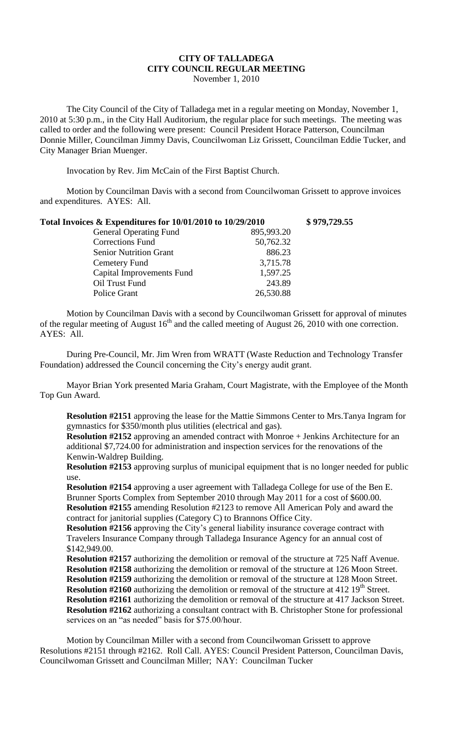# CITY OF TALLADEGA
# CITY COUNCIL REGULAR MEETING

November 1, 2010

The City Council of the City of Talladega met in a regular meeting on Monday, November 1, 2010 at 5:30 p.m., in the City Hall Auditorium, the regular place for such meetings. The meeting was called to order and the following were present: Council President Horace Patterson, Councilman Donnie Miller, Councilman Jimmy Davis, Councilwoman Liz Grissett, Councilman Eddie Tucker, and City Manager Brian Muenger.

Invocation by Rev. Jim McCain of the First Baptist Church.

Motion by Councilman Davis with a second from Councilwoman Grissett to approve invoices and expenditures. AYES: All.

| **Total Invoices & Expenditures for 10/01/2010 to 10/29/2010** | | **\$ 979,729.55** |
|---|---|---|
| General Operating Fund | 895,993.20 | |
| Corrections Fund | 50,762.32 | |
| Senior Nutrition Grant | 886.23 | |
| Cemetery Fund | 3,715.78 | |
| Capital Improvements Fund | 1,597.25 | |
| Oil Trust Fund | 243.89 | |
| Police Grant | 26,530.88 | |

Motion by Councilman Davis with a second by Councilwoman Grissett for approval of minutes of the regular meeting of August 16th and the called meeting of August 26, 2010 with one correction. AYES: All.

During Pre-Council, Mr. Jim Wren from WRATT (Waste Reduction and Technology Transfer Foundation) addressed the Council concerning the City's energy audit grant.

Mayor Brian York presented Maria Graham, Court Magistrate, with the Employee of the Month Top Gun Award.

**Resolution #2151** approving the lease for the Mattie Simmons Center to Mrs.Tanya Ingram for gymnastics for \$350/month plus utilities (electrical and gas).
**Resolution #2152** approving an amended contract with Monroe + Jenkins Architecture for an additional \$7,724.00 for administration and inspection services for the renovations of the Kenwin-Waldrep Building.
**Resolution #2153** approving surplus of municipal equipment that is no longer needed for public use.
**Resolution #2154** approving a user agreement with Talladega College for use of the Ben E. Brunner Sports Complex from September 2010 through May 2011 for a cost of \$600.00.
**Resolution #2155** amending Resolution #2123 to remove All American Poly and award the contract for janitorial supplies (Category C) to Brannons Office City.
**Resolution #2156** approving the City's general liability insurance coverage contract with Travelers Insurance Company through Talladega Insurance Agency for an annual cost of \$142,949.00.
**Resolution #2157** authorizing the demolition or removal of the structure at 725 Naff Avenue.
**Resolution #2158** authorizing the demolition or removal of the structure at 126 Moon Street.
**Resolution #2159** authorizing the demolition or removal of the structure at 128 Moon Street.
**Resolution #2160** authorizing the demolition or removal of the structure at 412 19th Street.
**Resolution #2161** authorizing the demolition or removal of the structure at 417 Jackson Street.
**Resolution #2162** authorizing a consultant contract with B. Christopher Stone for professional services on an "as needed" basis for \$75.00/hour.

Motion by Councilman Miller with a second from Councilwoman Grissett to approve Resolutions #2151 through #2162. Roll Call. AYES: Council President Patterson, Councilman Davis, Councilwoman Grissett and Councilman Miller; NAY: Councilman Tucker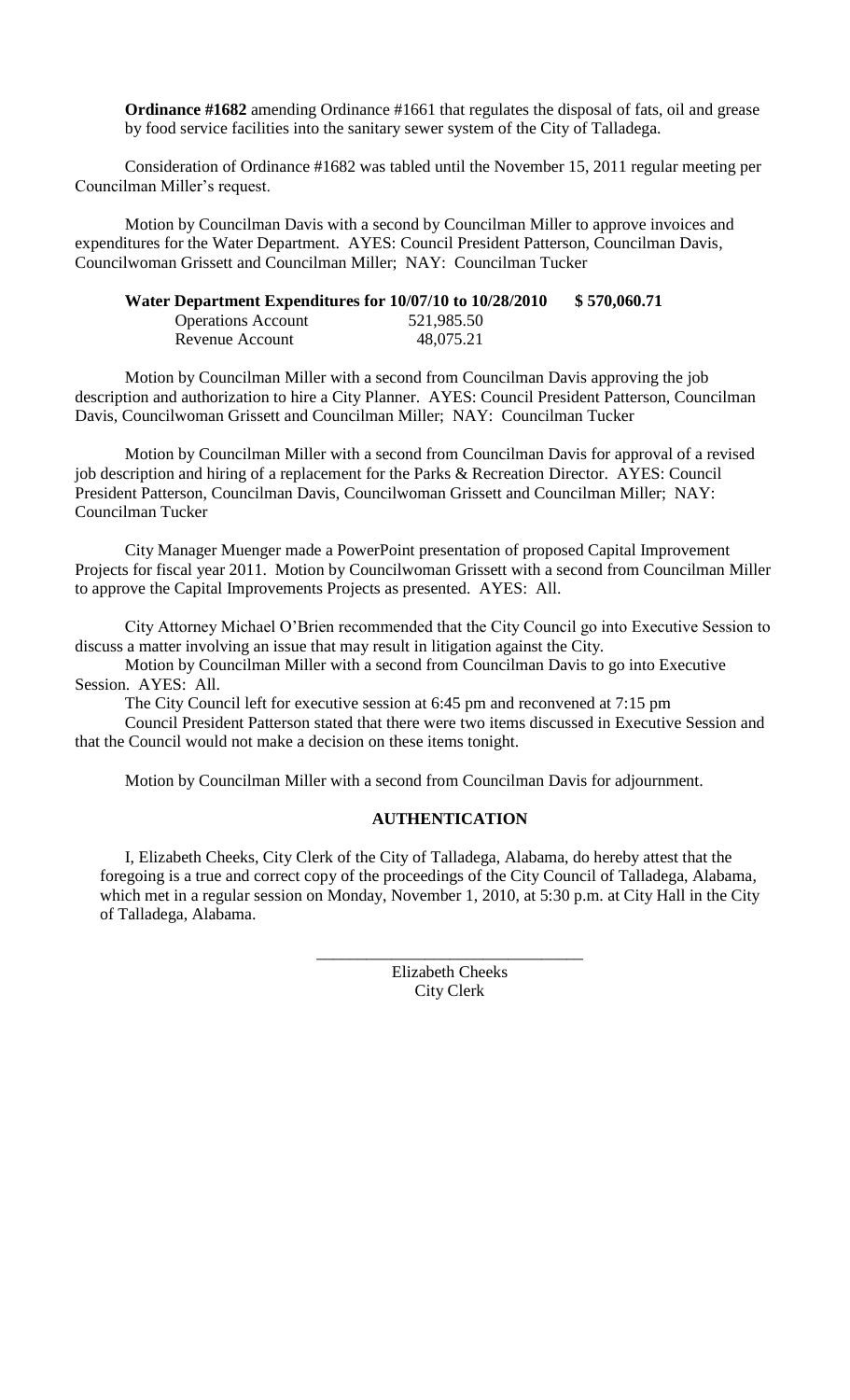**Ordinance #1682** amending Ordinance #1661 that regulates the disposal of fats, oil and grease by food service facilities into the sanitary sewer system of the City of Talladega.

Consideration of Ordinance #1682 was tabled until the November 15, 2011 regular meeting per Councilman Miller's request.

Motion by Councilman Davis with a second by Councilman Miller to approve invoices and expenditures for the Water Department. AYES: Council President Patterson, Councilman Davis, Councilwoman Grissett and Councilman Miller; NAY: Councilman Tucker

| | | |
|---|---|---|
| **Water Department Expenditures for 10/07/10 to 10/28/2010** | | **$ 570,060.71** |
| Operations Account | 521,985.50 | |
| Revenue Account | 48,075.21 | |

Motion by Councilman Miller with a second from Councilman Davis approving the job description and authorization to hire a City Planner. AYES: Council President Patterson, Councilman Davis, Councilwoman Grissett and Councilman Miller; NAY: Councilman Tucker

Motion by Councilman Miller with a second from Councilman Davis for approval of a revised job description and hiring of a replacement for the Parks & Recreation Director. AYES: Council President Patterson, Councilman Davis, Councilwoman Grissett and Councilman Miller; NAY: Councilman Tucker

City Manager Muenger made a PowerPoint presentation of proposed Capital Improvement Projects for fiscal year 2011. Motion by Councilwoman Grissett with a second from Councilman Miller to approve the Capital Improvements Projects as presented. AYES: All.

City Attorney Michael O'Brien recommended that the City Council go into Executive Session to discuss a matter involving an issue that may result in litigation against the City.

Motion by Councilman Miller with a second from Councilman Davis to go into Executive Session. AYES: All.

The City Council left for executive session at 6:45 pm and reconvened at 7:15 pm

Council President Patterson stated that there were two items discussed in Executive Session and that the Council would not make a decision on these items tonight.

Motion by Councilman Miller with a second from Councilman Davis for adjournment.

## AUTHENTICATION

I, Elizabeth Cheeks, City Clerk of the City of Talladega, Alabama, do hereby attest that the foregoing is a true and correct copy of the proceedings of the City Council of Talladega, Alabama, which met in a regular session on Monday, November 1, 2010, at 5:30 p.m. at City Hall in the City of Talladega, Alabama.

\_\_\_\_\_\_\_\_\_\_\_\_\_\_\_\_\_\_\_\_\_\_\_\_\_\_\_\_\_\_\_\_

Elizabeth Cheeks
City Clerk